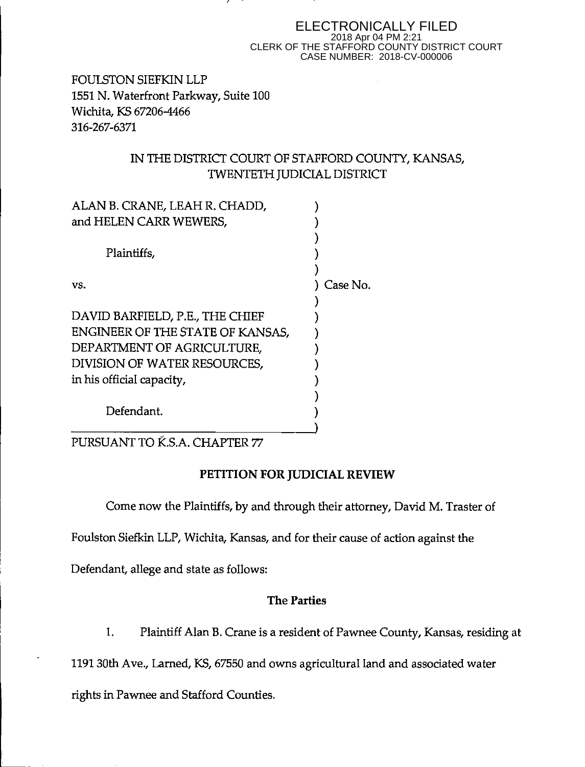ELECTRONICALLY FILED
2018 Apr 04 PM 2:21
CLERK OF THE STAFFORD COUNTY DISTRICT COURT
CASE NUMBER: 2018-CV-000006

FOULSTON SIEFKIN LLP
1551 N. Waterfront Parkway, Suite 100
Wichita, KS 67206-4466
316-267-6371

IN THE DISTRICT COURT OF STAFFORD COUNTY, KANSAS,
TWENTETH JUDICIAL DISTRICT

ALAN B. CRANE, LEAH R. CHADD,
and HELEN CARR WEWERS,

Plaintiffs,

vs. Case No.

DAVID BARFIELD, P.E., THE CHIEF
ENGINEER OF THE STATE OF KANSAS,
DEPARTMENT OF AGRICULTURE,
DIVISION OF WATER RESOURCES,
in his official capacity,

Defendant.

PURSUANT TO K.S.A. CHAPTER 77

## PETITION FOR JUDICIAL REVIEW

Come now the Plaintiffs, by and through their attorney, David M. Traster of Foulston Siefkin LLP, Wichita, Kansas, and for their cause of action against the Defendant, allege and state as follows:

### The Parties

1. Plaintiff Alan B. Crane is a resident of Pawnee County, Kansas, residing at 1191 30th Ave., Larned, KS, 67550 and owns agricultural land and associated water rights in Pawnee and Stafford Counties.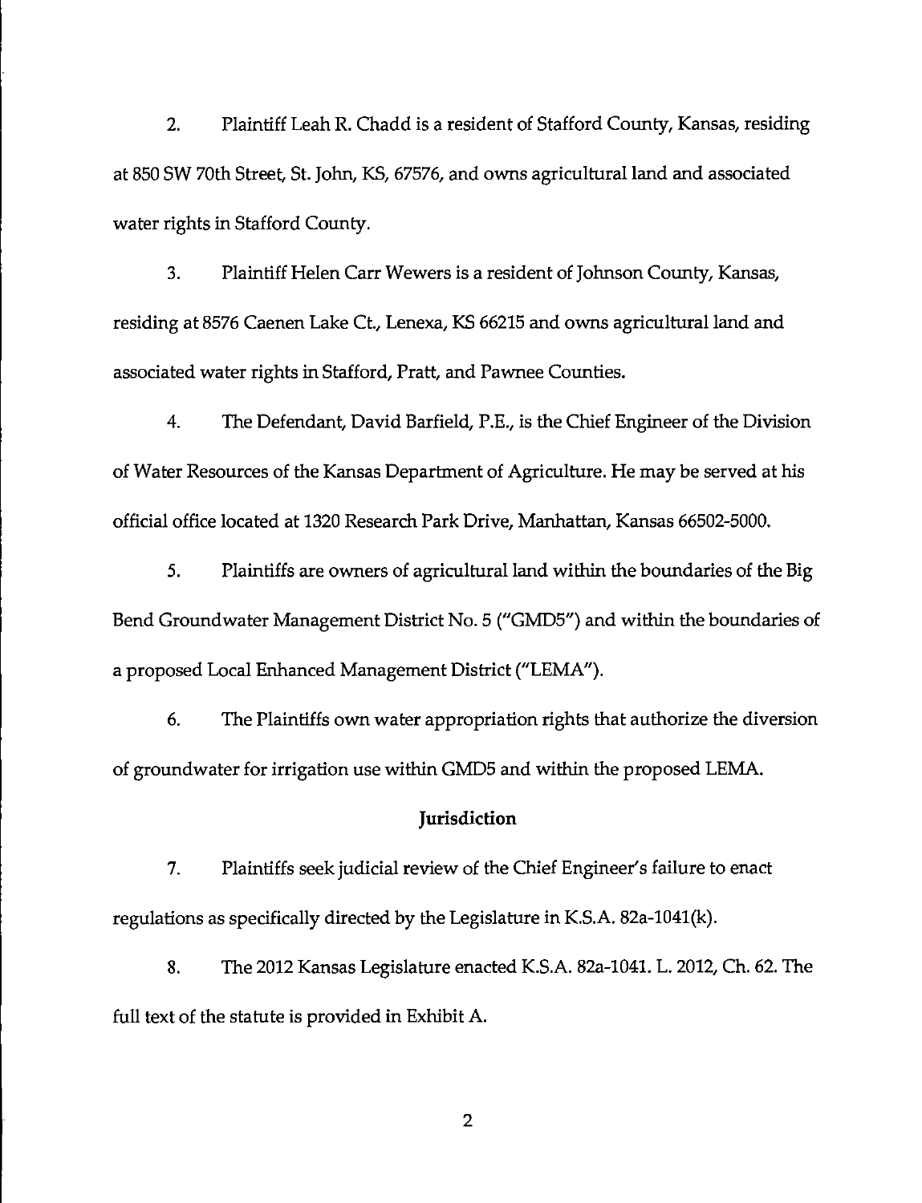2. Plaintiff Leah R. Chadd is a resident of Stafford County, Kansas, residing at 850 SW 70th Street, St. John, KS, 67576, and owns agricultural land and associated water rights in Stafford County.

3. Plaintiff Helen Carr Wewers is a resident of Johnson County, Kansas, residing at 8576 Caenen Lake Ct., Lenexa, KS 66215 and owns agricultural land and associated water rights in Stafford, Pratt, and Pawnee Counties.

4. The Defendant, David Barfield, P.E., is the Chief Engineer of the Division of Water Resources of the Kansas Department of Agriculture. He may be served at his official office located at 1320 Research Park Drive, Manhattan, Kansas 66502-5000.

5. Plaintiffs are owners of agricultural land within the boundaries of the Big Bend Groundwater Management District No. 5 ("GMD5") and within the boundaries of a proposed Local Enhanced Management District ("LEMA").

6. The Plaintiffs own water appropriation rights that authorize the diversion of groundwater for irrigation use within GMD5 and within the proposed LEMA.

## Jurisdiction

7. Plaintiffs seek judicial review of the Chief Engineer's failure to enact regulations as specifically directed by the Legislature in K.S.A. 82a-1041(k).

8. The 2012 Kansas Legislature enacted K.S.A. 82a-1041. L. 2012, Ch. 62. The full text of the statute is provided in Exhibit A.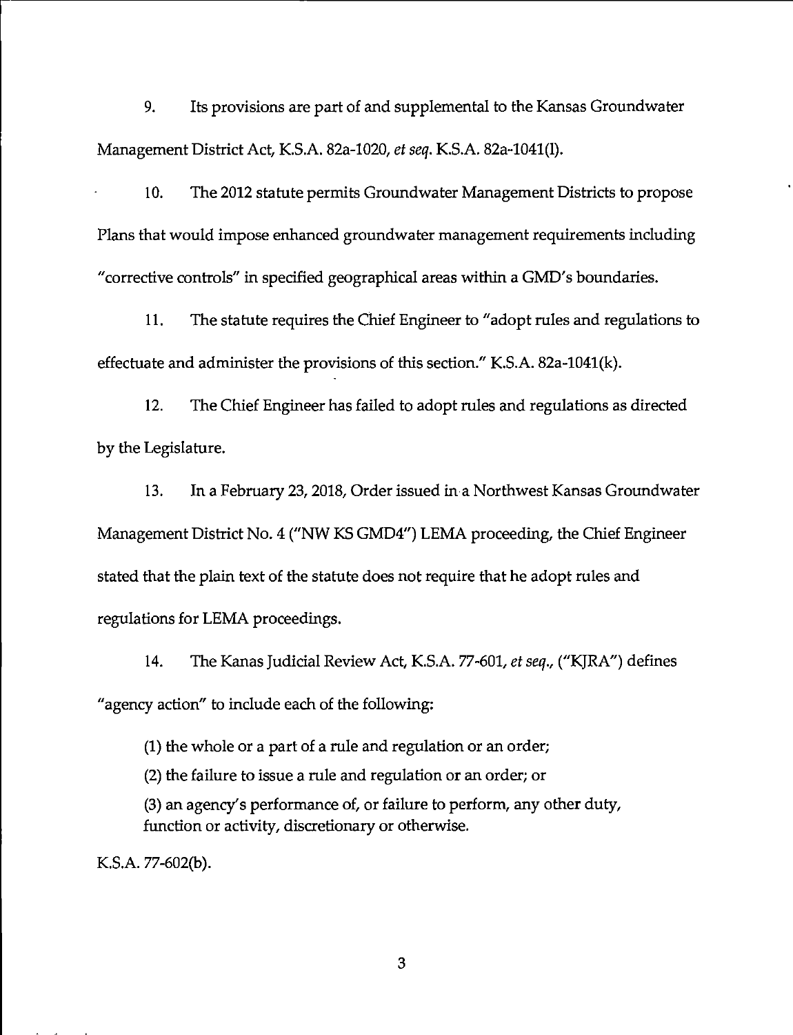9. Its provisions are part of and supplemental to the Kansas Groundwater Management District Act, K.S.A. 82a-1020, *et seq*. K.S.A. 82a-1041(l).

10. The 2012 statute permits Groundwater Management Districts to propose Plans that would impose enhanced groundwater management requirements including "corrective controls" in specified geographical areas within a GMD's boundaries.

11. The statute requires the Chief Engineer to "adopt rules and regulations to effectuate and administer the provisions of this section." K.S.A. 82a-1041(k).

12. The Chief Engineer has failed to adopt rules and regulations as directed by the Legislature.

13. In a February 23, 2018, Order issued in a Northwest Kansas Groundwater Management District No. 4 ("NW KS GMD4") LEMA proceeding, the Chief Engineer stated that the plain text of the statute does not require that he adopt rules and regulations for LEMA proceedings.

14. The Kanas Judicial Review Act, K.S.A. 77-601, *et seq*., ("KJRA") defines "agency action" to include each of the following:

> (1) the whole or a part of a rule and regulation or an order;
>
> (2) the failure to issue a rule and regulation or an order; or
>
> (3) an agency's performance of, or failure to perform, any other duty, function or activity, discretionary or otherwise.

K.S.A. 77-602(b).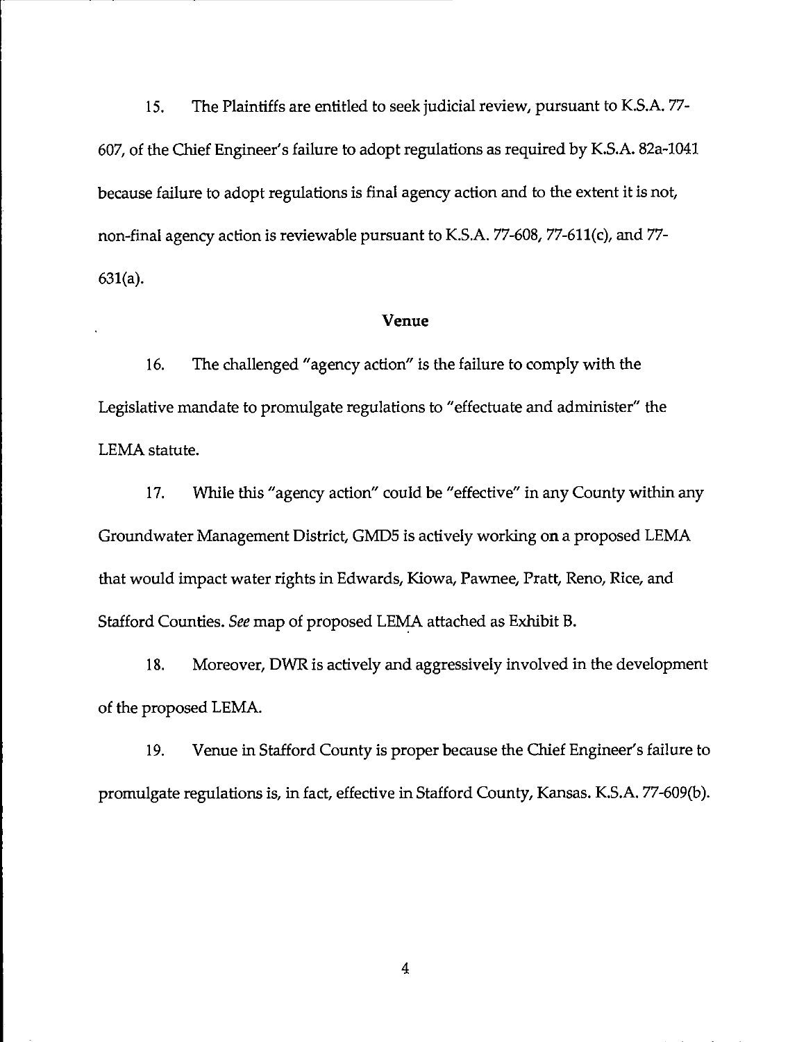15. The Plaintiffs are entitled to seek judicial review, pursuant to K.S.A. 77-607, of the Chief Engineer's failure to adopt regulations as required by K.S.A. 82a-1041 because failure to adopt regulations is final agency action and to the extent it is not, non-final agency action is reviewable pursuant to K.S.A. 77-608, 77-611(c), and 77-631(a).

## Venue

16. The challenged "agency action" is the failure to comply with the Legislative mandate to promulgate regulations to "effectuate and administer" the LEMA statute.

17. While this "agency action" could be "effective" in any County within any Groundwater Management District, GMD5 is actively working on a proposed LEMA that would impact water rights in Edwards, Kiowa, Pawnee, Pratt, Reno, Rice, and Stafford Counties. *See* map of proposed LEMA attached as Exhibit B.

18. Moreover, DWR is actively and aggressively involved in the development of the proposed LEMA.

19. Venue in Stafford County is proper because the Chief Engineer's failure to promulgate regulations is, in fact, effective in Stafford County, Kansas. K.S.A. 77-609(b).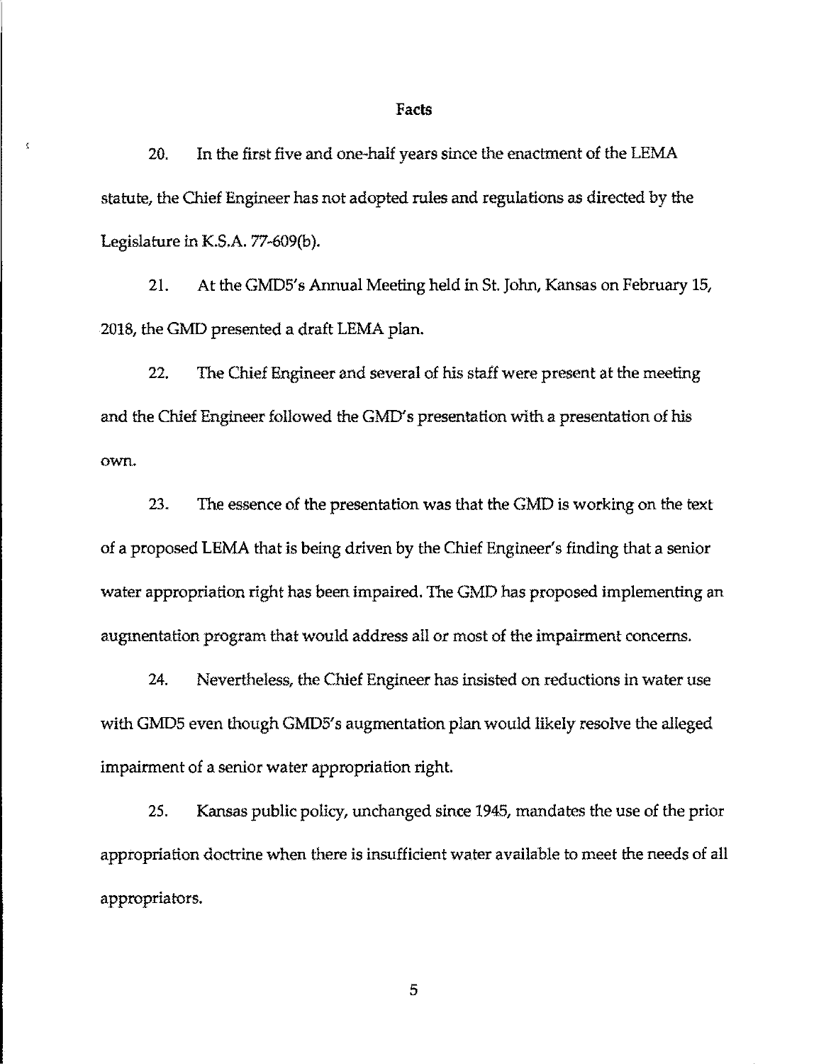## Facts

20. In the first five and one-half years since the enactment of the LEMA statute, the Chief Engineer has not adopted rules and regulations as directed by the Legislature in K.S.A. 77-609(b).

21. At the GMD5's Annual Meeting held in St. John, Kansas on February 15, 2018, the GMD presented a draft LEMA plan.

22. The Chief Engineer and several of his staff were present at the meeting and the Chief Engineer followed the GMD's presentation with a presentation of his own.

23. The essence of the presentation was that the GMD is working on the text of a proposed LEMA that is being driven by the Chief Engineer's finding that a senior water appropriation right has been impaired. The GMD has proposed implementing an augmentation program that would address all or most of the impairment concerns.

24. Nevertheless, the Chief Engineer has insisted on reductions in water use with GMD5 even though GMD5's augmentation plan would likely resolve the alleged impairment of a senior water appropriation right.

25. Kansas public policy, unchanged since 1945, mandates the use of the prior appropriation doctrine when there is insufficient water available to meet the needs of all appropriators.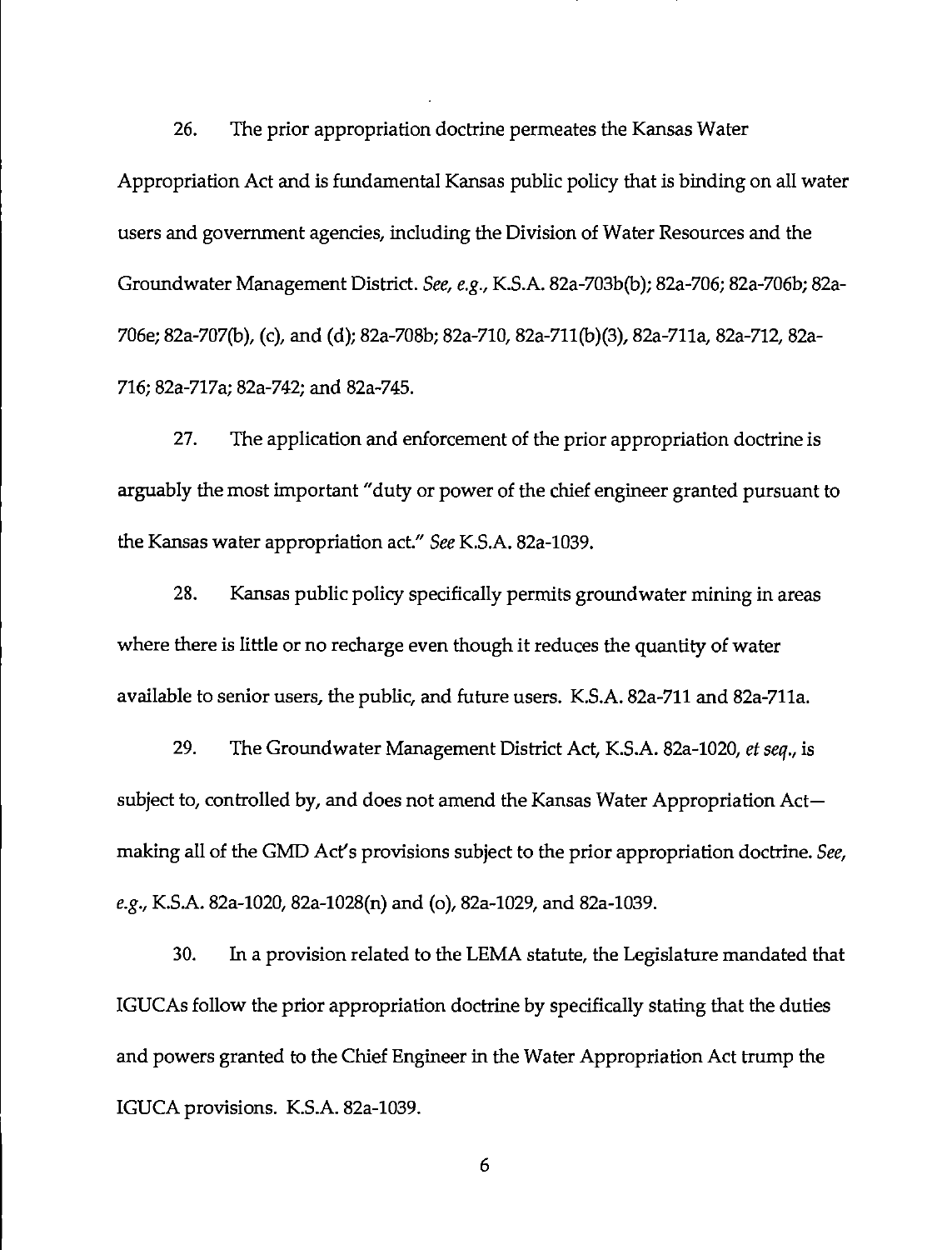26. The prior appropriation doctrine permeates the Kansas Water Appropriation Act and is fundamental Kansas public policy that is binding on all water users and government agencies, including the Division of Water Resources and the Groundwater Management District. *See, e.g.*, K.S.A. 82a-703b(b); 82a-706; 82a-706b; 82a-706e; 82a-707(b), (c), and (d); 82a-708b; 82a-710, 82a-711(b)(3), 82a-711a, 82a-712, 82a-716; 82a-717a; 82a-742; and 82a-745.

27. The application and enforcement of the prior appropriation doctrine is arguably the most important "duty or power of the chief engineer granted pursuant to the Kansas water appropriation act." *See* K.S.A. 82a-1039.

28. Kansas public policy specifically permits groundwater mining in areas where there is little or no recharge even though it reduces the quantity of water available to senior users, the public, and future users. K.S.A. 82a-711 and 82a-711a.

29. The Groundwater Management District Act, K.S.A. 82a-1020, *et seq.*, is subject to, controlled by, and does not amend the Kansas Water Appropriation Act—making all of the GMD Act's provisions subject to the prior appropriation doctrine. *See, e.g.*, K.S.A. 82a-1020, 82a-1028(n) and (o), 82a-1029, and 82a-1039.

30. In a provision related to the LEMA statute, the Legislature mandated that IGUCAs follow the prior appropriation doctrine by specifically stating that the duties and powers granted to the Chief Engineer in the Water Appropriation Act trump the IGUCA provisions. K.S.A. 82a-1039.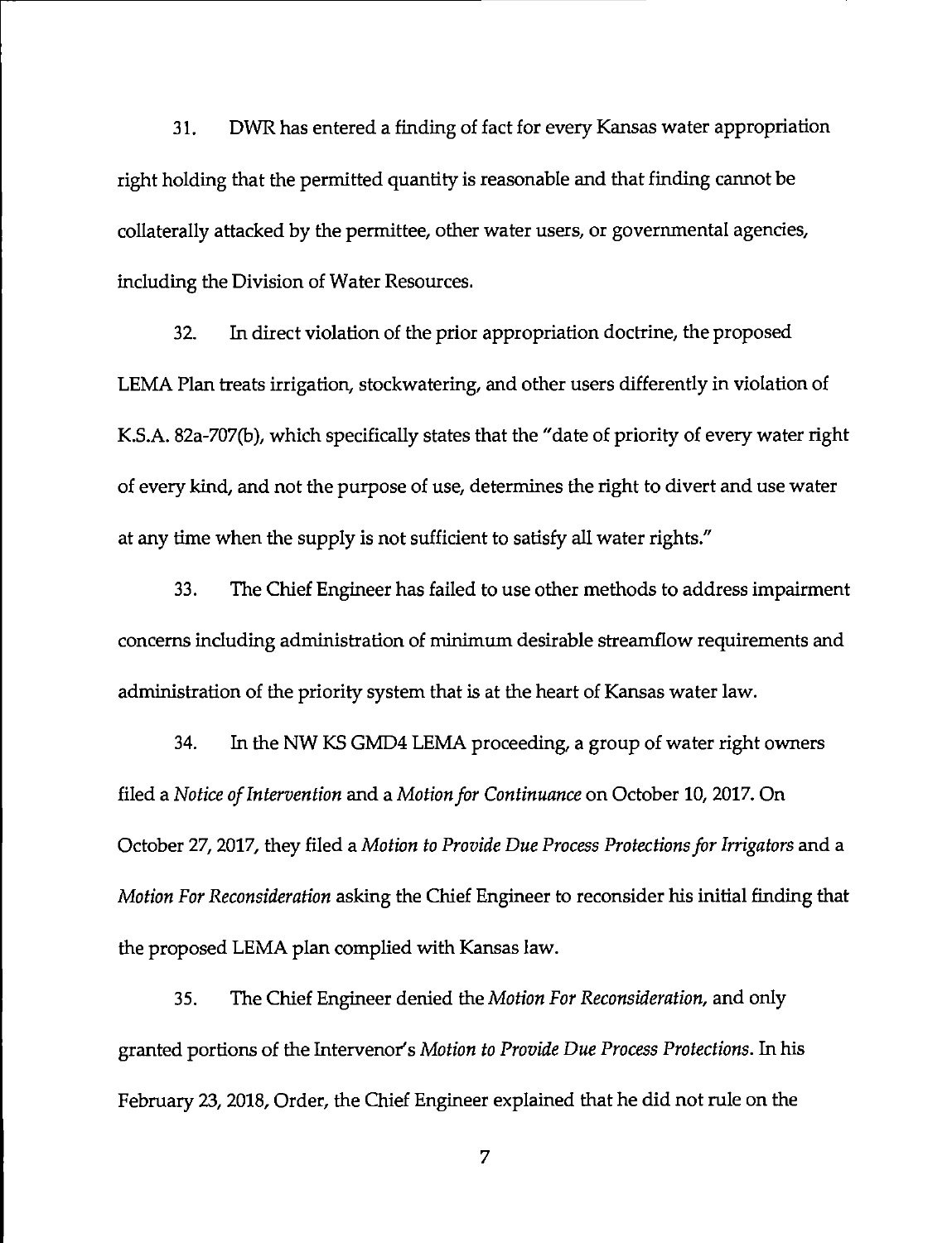31. DWR has entered a finding of fact for every Kansas water appropriation right holding that the permitted quantity is reasonable and that finding cannot be collaterally attacked by the permittee, other water users, or governmental agencies, including the Division of Water Resources.

32. In direct violation of the prior appropriation doctrine, the proposed LEMA Plan treats irrigation, stockwatering, and other users differently in violation of K.S.A. 82a-707(b), which specifically states that the "date of priority of every water right of every kind, and not the purpose of use, determines the right to divert and use water at any time when the supply is not sufficient to satisfy all water rights."

33. The Chief Engineer has failed to use other methods to address impairment concerns including administration of minimum desirable streamflow requirements and administration of the priority system that is at the heart of Kansas water law.

34. In the NW KS GMD4 LEMA proceeding, a group of water right owners filed a *Notice of Intervention* and a *Motion for Continuance* on October 10, 2017. On October 27, 2017, they filed a *Motion to Provide Due Process Protections for Irrigators* and a *Motion For Reconsideration* asking the Chief Engineer to reconsider his initial finding that the proposed LEMA plan complied with Kansas law.

35. The Chief Engineer denied the *Motion For Reconsideration*, and only granted portions of the Intervenor's *Motion to Provide Due Process Protections*. In his February 23, 2018, Order, the Chief Engineer explained that he did not rule on the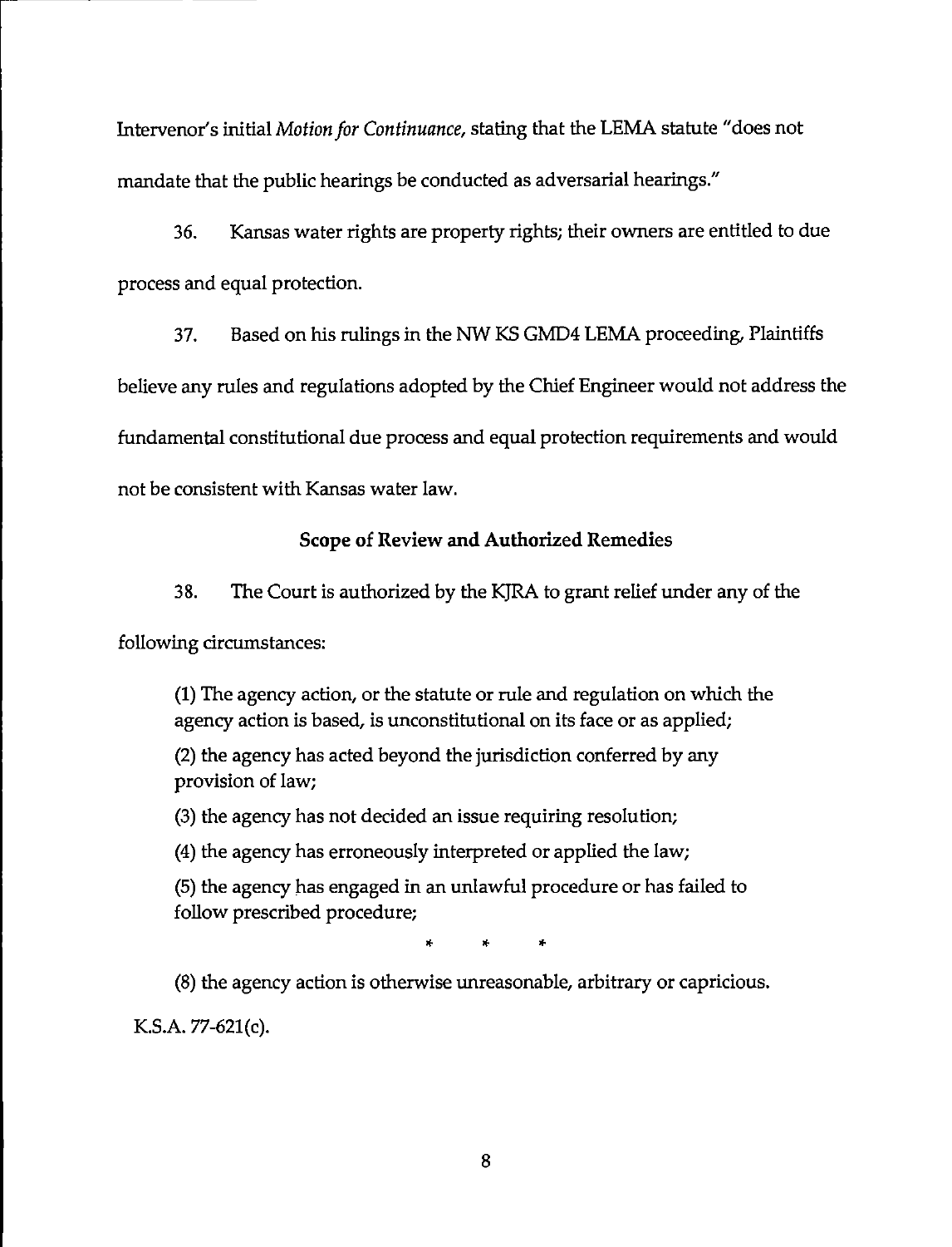Intervenor's initial *Motion for Continuance*, stating that the LEMA statute "does not mandate that the public hearings be conducted as adversarial hearings."

36. Kansas water rights are property rights; their owners are entitled to due process and equal protection.

37. Based on his rulings in the NW KS GMD4 LEMA proceeding, Plaintiffs believe any rules and regulations adopted by the Chief Engineer would not address the fundamental constitutional due process and equal protection requirements and would not be consistent with Kansas water law.

**Scope of Review and Authorized Remedies**

38. The Court is authorized by the KJRA to grant relief under any of the following circumstances:

> (1) The agency action, or the statute or rule and regulation on which the agency action is based, is unconstitutional on its face or as applied;
>
> (2) the agency has acted beyond the jurisdiction conferred by any provision of law;
>
> (3) the agency has not decided an issue requiring resolution;
>
> (4) the agency has erroneously interpreted or applied the law;
>
> (5) the agency has engaged in an unlawful procedure or has failed to follow prescribed procedure;
>
> * * *
>
> (8) the agency action is otherwise unreasonable, arbitrary or capricious.

K.S.A. 77-621(c).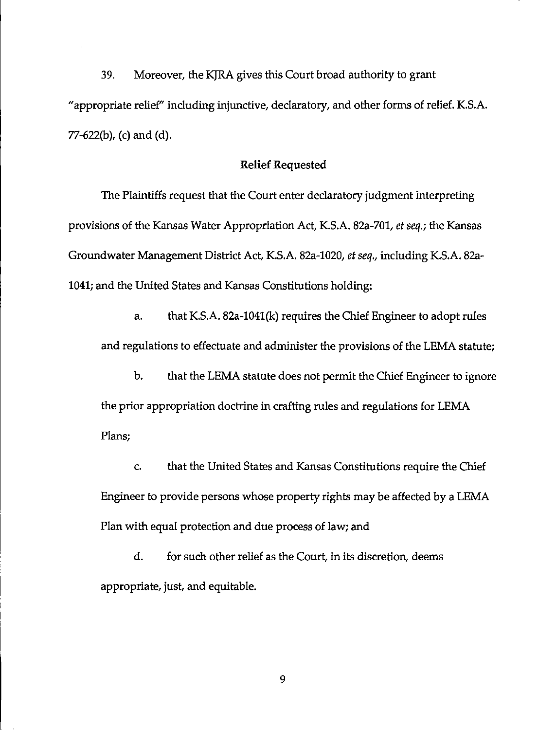39. Moreover, the KJRA gives this Court broad authority to grant "appropriate relief" including injunctive, declaratory, and other forms of relief. K.S.A. 77-622(b), (c) and (d).

## Relief Requested

The Plaintiffs request that the Court enter declaratory judgment interpreting provisions of the Kansas Water Appropriation Act, K.S.A. 82a-701, *et seq.*; the Kansas Groundwater Management District Act, K.S.A. 82a-1020, *et seq.*, including K.S.A. 82a-1041; and the United States and Kansas Constitutions holding:

a. that K.S.A. 82a-1041(k) requires the Chief Engineer to adopt rules and regulations to effectuate and administer the provisions of the LEMA statute;

b. that the LEMA statute does not permit the Chief Engineer to ignore the prior appropriation doctrine in crafting rules and regulations for LEMA Plans;

c. that the United States and Kansas Constitutions require the Chief Engineer to provide persons whose property rights may be affected by a LEMA Plan with equal protection and due process of law; and

d. for such other relief as the Court, in its discretion, deems appropriate, just, and equitable.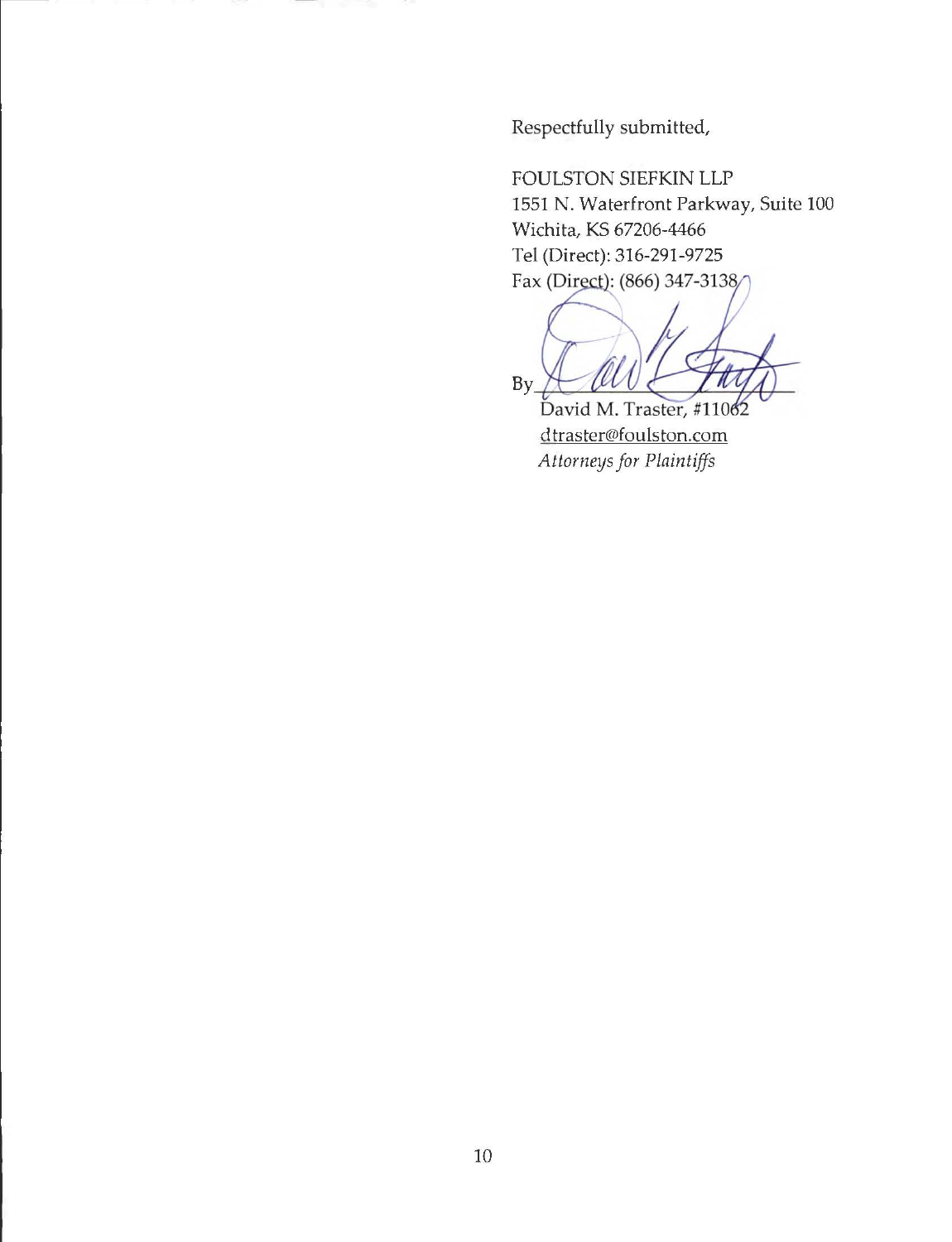Respectfully submitted,

FOULSTON SIEFKIN LLP
1551 N. Waterfront Parkway, Suite 100
Wichita, KS 67206-4466
Tel (Direct): 316-291-9725
Fax (Direct): (866) 347-3138

By ______________________________
David M. Traster, #11062
dtraster@foulston.com
*Attorneys for Plaintiffs*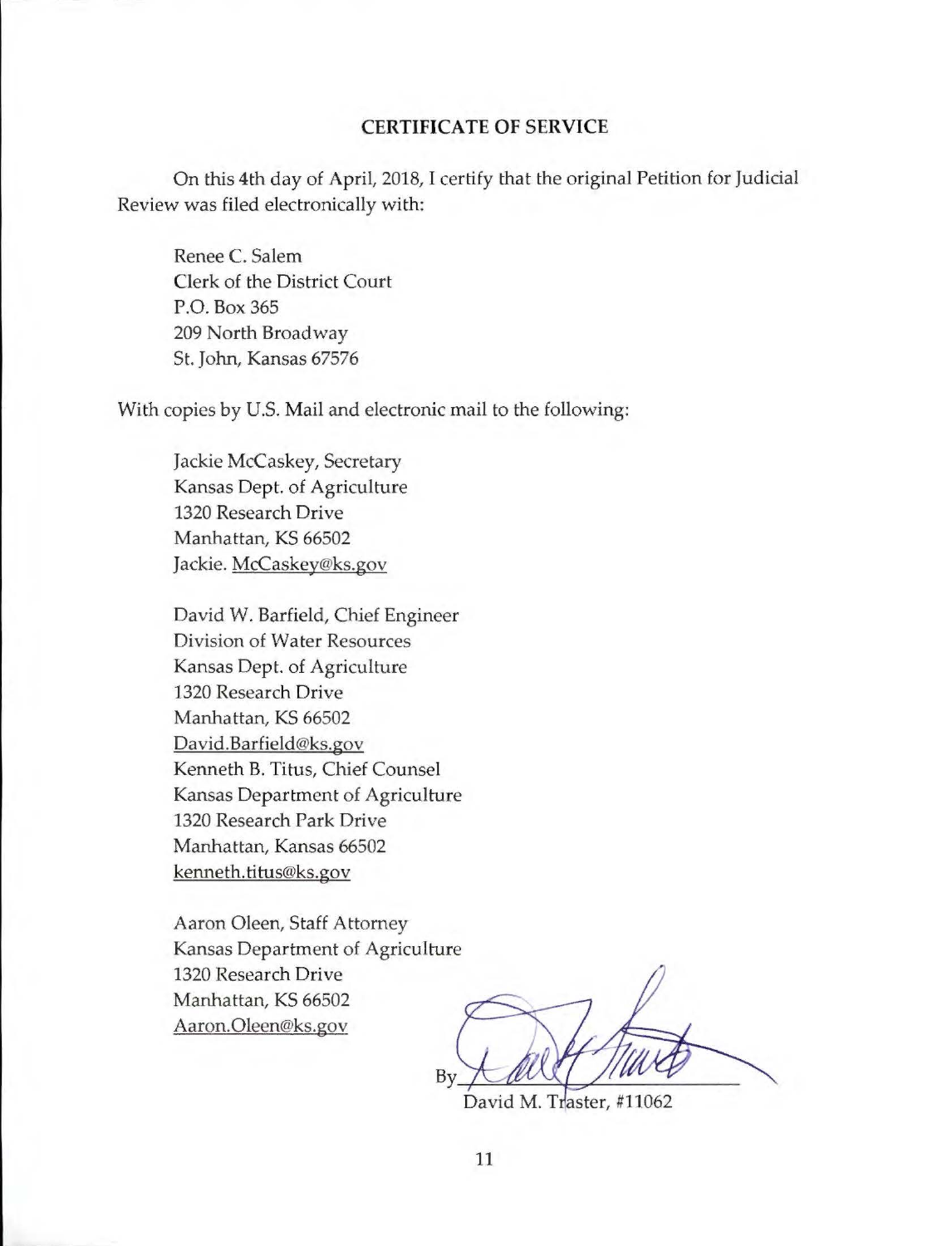## CERTIFICATE OF SERVICE

On this 4th day of April, 2018, I certify that the original Petition for Judicial Review was filed electronically with:

Renee C. Salem
Clerk of the District Court
P.O. Box 365
209 North Broadway
St. John, Kansas 67576

With copies by U.S. Mail and electronic mail to the following:

Jackie McCaskey, Secretary
Kansas Dept. of Agriculture
1320 Research Drive
Manhattan, KS 66502
Jackie. McCaskey@ks.gov

David W. Barfield, Chief Engineer
Division of Water Resources
Kansas Dept. of Agriculture
1320 Research Drive
Manhattan, KS 66502
David.Barfield@ks.gov
Kenneth B. Titus, Chief Counsel
Kansas Department of Agriculture
1320 Research Park Drive
Manhattan, Kansas 66502
kenneth.titus@ks.gov

Aaron Oleen, Staff Attorney
Kansas Department of Agriculture
1320 Research Drive
Manhattan, KS 66502
Aaron.Oleen@ks.gov

By\_\_\_\_\_\_\_\_\_\_\_\_\_\_\_\_\_\_\_\_\_\_\_\_\_\_\_\_\_\_
David M. Traster, #11062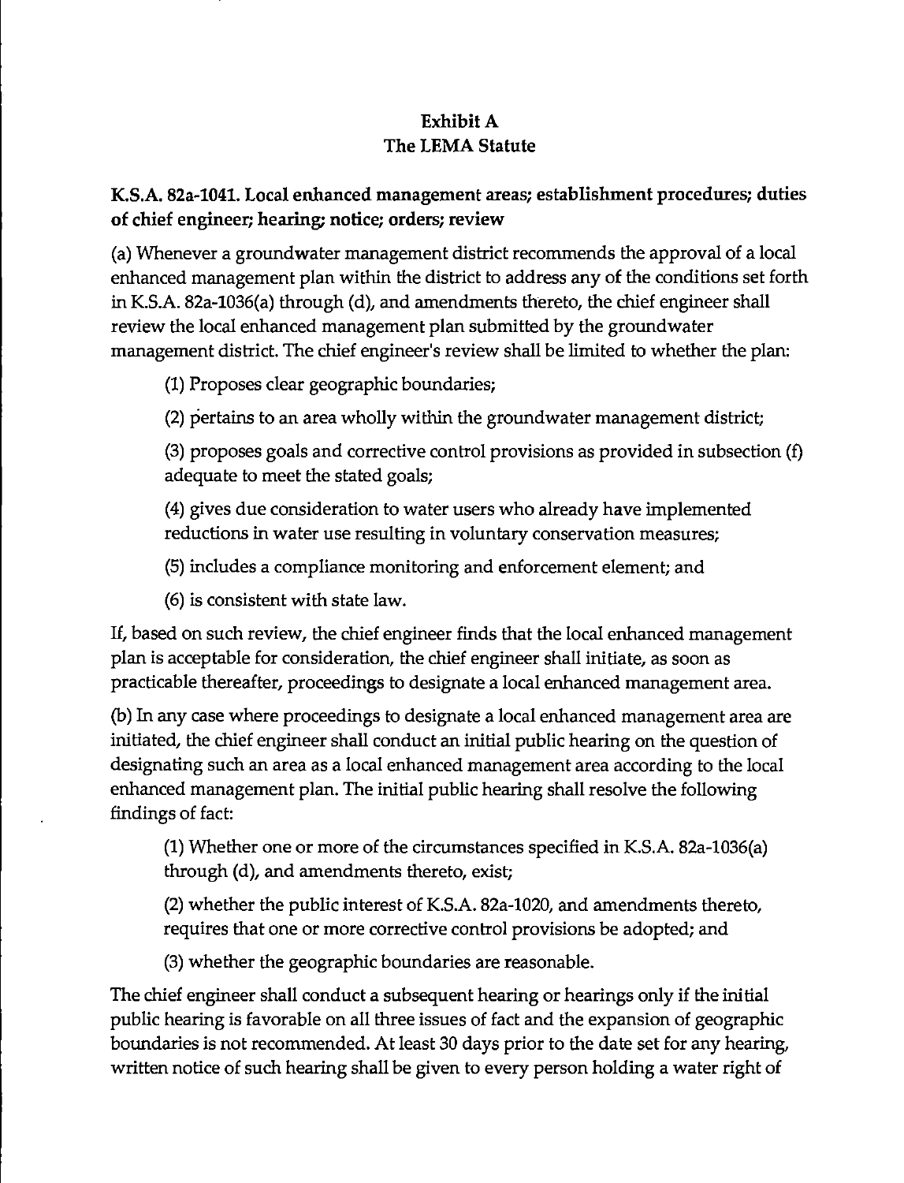# Exhibit A
## The LEMA Statute

**K.S.A. 82a-1041. Local enhanced management areas; establishment procedures; duties of chief engineer; hearing; notice; orders; review**

(a) Whenever a groundwater management district recommends the approval of a local enhanced management plan within the district to address any of the conditions set forth in K.S.A. 82a-1036(a) through (d), and amendments thereto, the chief engineer shall review the local enhanced management plan submitted by the groundwater management district. The chief engineer's review shall be limited to whether the plan:

(1) Proposes clear geographic boundaries;

(2) pertains to an area wholly within the groundwater management district;

(3) proposes goals and corrective control provisions as provided in subsection (f) adequate to meet the stated goals;

(4) gives due consideration to water users who already have implemented reductions in water use resulting in voluntary conservation measures;

(5) includes a compliance monitoring and enforcement element; and

(6) is consistent with state law.

If, based on such review, the chief engineer finds that the local enhanced management plan is acceptable for consideration, the chief engineer shall initiate, as soon as practicable thereafter, proceedings to designate a local enhanced management area.

(b) In any case where proceedings to designate a local enhanced management area are initiated, the chief engineer shall conduct an initial public hearing on the question of designating such an area as a local enhanced management area according to the local enhanced management plan. The initial public hearing shall resolve the following findings of fact:

(1) Whether one or more of the circumstances specified in K.S.A. 82a-1036(a) through (d), and amendments thereto, exist;

(2) whether the public interest of K.S.A. 82a-1020, and amendments thereto, requires that one or more corrective control provisions be adopted; and

(3) whether the geographic boundaries are reasonable.

The chief engineer shall conduct a subsequent hearing or hearings only if the initial public hearing is favorable on all three issues of fact and the expansion of geographic boundaries is not recommended. At least 30 days prior to the date set for any hearing, written notice of such hearing shall be given to every person holding a water right of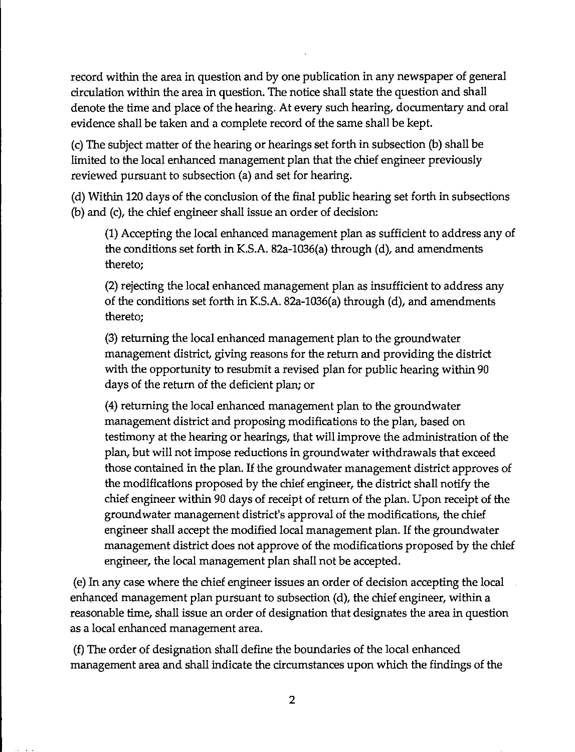record within the area in question and by one publication in any newspaper of general circulation within the area in question. The notice shall state the question and shall denote the time and place of the hearing. At every such hearing, documentary and oral evidence shall be taken and a complete record of the same shall be kept.

(c) The subject matter of the hearing or hearings set forth in subsection (b) shall be limited to the local enhanced management plan that the chief engineer previously reviewed pursuant to subsection (a) and set for hearing.

(d) Within 120 days of the conclusion of the final public hearing set forth in subsections (b) and (c), the chief engineer shall issue an order of decision:

> (1) Accepting the local enhanced management plan as sufficient to address any of the conditions set forth in K.S.A. 82a-1036(a) through (d), and amendments thereto;
>
> (2) rejecting the local enhanced management plan as insufficient to address any of the conditions set forth in K.S.A. 82a-1036(a) through (d), and amendments thereto;
>
> (3) returning the local enhanced management plan to the groundwater management district, giving reasons for the return and providing the district with the opportunity to resubmit a revised plan for public hearing within 90 days of the return of the deficient plan; or
>
> (4) returning the local enhanced management plan to the groundwater management district and proposing modifications to the plan, based on testimony at the hearing or hearings, that will improve the administration of the plan, but will not impose reductions in groundwater withdrawals that exceed those contained in the plan. If the groundwater management district approves of the modifications proposed by the chief engineer, the district shall notify the chief engineer within 90 days of receipt of return of the plan. Upon receipt of the groundwater management district's approval of the modifications, the chief engineer shall accept the modified local management plan. If the groundwater management district does not approve of the modifications proposed by the chief engineer, the local management plan shall not be accepted.

(e) In any case where the chief engineer issues an order of decision accepting the local enhanced management plan pursuant to subsection (d), the chief engineer, within a reasonable time, shall issue an order of designation that designates the area in question as a local enhanced management area.

(f) The order of designation shall define the boundaries of the local enhanced management area and shall indicate the circumstances upon which the findings of the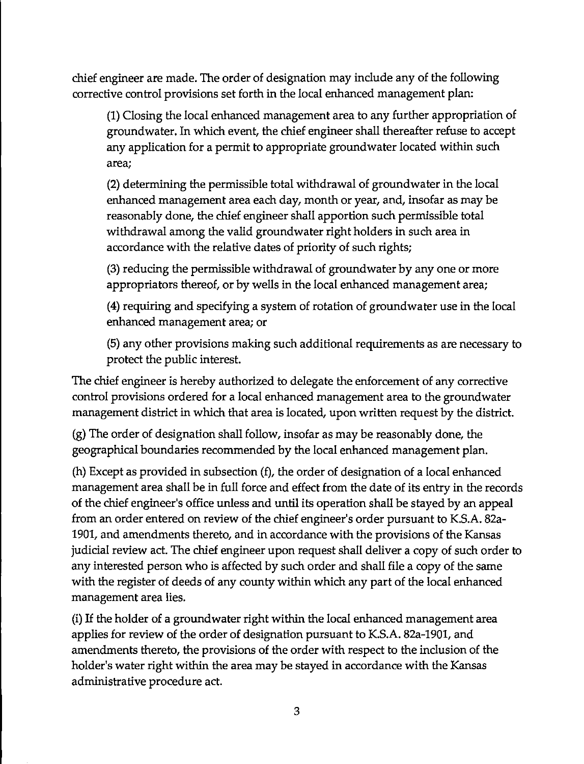chief engineer are made. The order of designation may include any of the following corrective control provisions set forth in the local enhanced management plan:

(1) Closing the local enhanced management area to any further appropriation of groundwater. In which event, the chief engineer shall thereafter refuse to accept any application for a permit to appropriate groundwater located within such area;

(2) determining the permissible total withdrawal of groundwater in the local enhanced management area each day, month or year, and, insofar as may be reasonably done, the chief engineer shall apportion such permissible total withdrawal among the valid groundwater right holders in such area in accordance with the relative dates of priority of such rights;

(3) reducing the permissible withdrawal of groundwater by any one or more appropriators thereof, or by wells in the local enhanced management area;

(4) requiring and specifying a system of rotation of groundwater use in the local enhanced management area; or

(5) any other provisions making such additional requirements as are necessary to protect the public interest.

The chief engineer is hereby authorized to delegate the enforcement of any corrective control provisions ordered for a local enhanced management area to the groundwater management district in which that area is located, upon written request by the district.

(g) The order of designation shall follow, insofar as may be reasonably done, the geographical boundaries recommended by the local enhanced management plan.

(h) Except as provided in subsection (f), the order of designation of a local enhanced management area shall be in full force and effect from the date of its entry in the records of the chief engineer's office unless and until its operation shall be stayed by an appeal from an order entered on review of the chief engineer's order pursuant to K.S.A. 82a-1901, and amendments thereto, and in accordance with the provisions of the Kansas judicial review act. The chief engineer upon request shall deliver a copy of such order to any interested person who is affected by such order and shall file a copy of the same with the register of deeds of any county within which any part of the local enhanced management area lies.

(i) If the holder of a groundwater right within the local enhanced management area applies for review of the order of designation pursuant to K.S.A. 82a-1901, and amendments thereto, the provisions of the order with respect to the inclusion of the holder's water right within the area may be stayed in accordance with the Kansas administrative procedure act.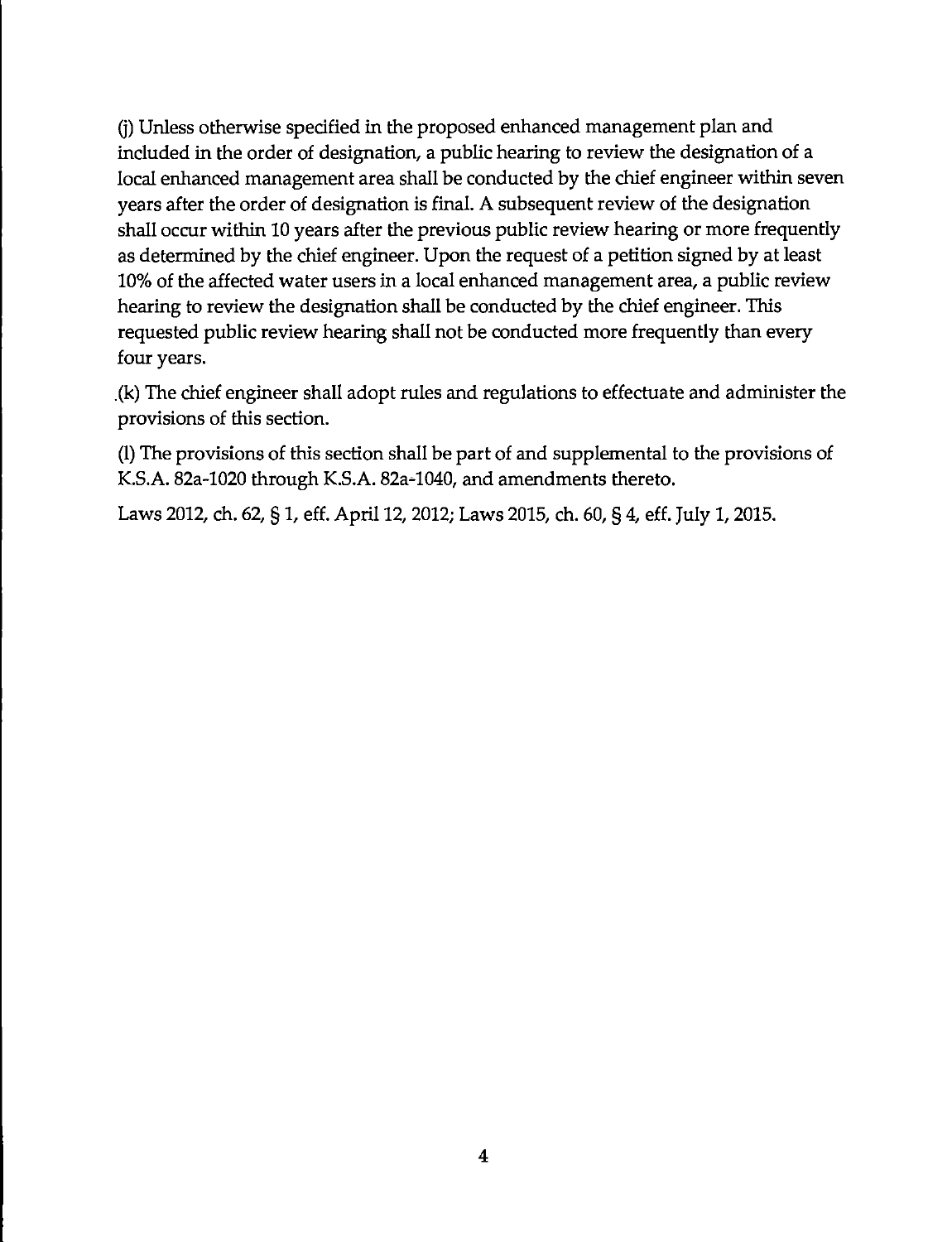(j) Unless otherwise specified in the proposed enhanced management plan and included in the order of designation, a public hearing to review the designation of a local enhanced management area shall be conducted by the chief engineer within seven years after the order of designation is final. A subsequent review of the designation shall occur within 10 years after the previous public review hearing or more frequently as determined by the chief engineer. Upon the request of a petition signed by at least 10% of the affected water users in a local enhanced management area, a public review hearing to review the designation shall be conducted by the chief engineer. This requested public review hearing shall not be conducted more frequently than every four years.

(k) The chief engineer shall adopt rules and regulations to effectuate and administer the provisions of this section.

(l) The provisions of this section shall be part of and supplemental to the provisions of K.S.A. 82a-1020 through K.S.A. 82a-1040, and amendments thereto.

Laws 2012, ch. 62, § 1, eff. April 12, 2012; Laws 2015, ch. 60, § 4, eff. July 1, 2015.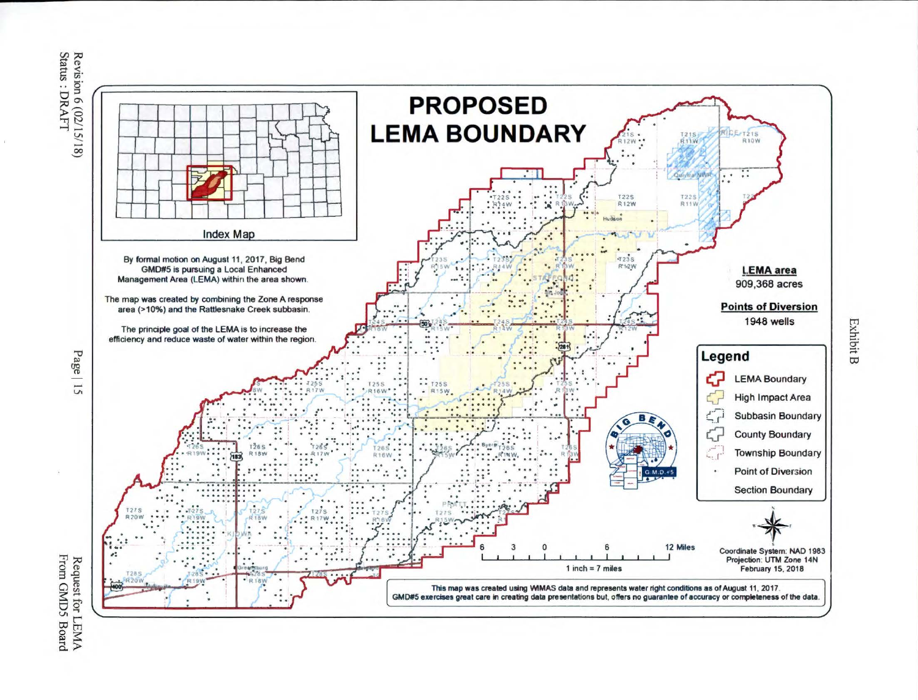# PROPOSED LEMA BOUNDARY

Index Map

By formal motion on August 11, 2017, Big Bend GMD#5 is pursuing a Local Enhanced Management Area (LEMA) within the area shown.

The map was created by combining the Zone A response area (>10%) and the Rattlesnake Creek subbasin.

The principle goal of the LEMA is to increase the efficiency and reduce waste of water within the region.

**LEMA area**

909,368 acres

**Points of Diversion**

1948 wells

## Legend

- LEMA Boundary
- High Impact Area
- Subbasin Boundary
- County Boundary
- Township Boundary
- Point of Diversion
- Section Boundary

6 3 0 6 12 Miles

1 inch = 7 miles

Coordinate System: NAD 1983
Projection: UTM Zone 14N
February 15, 2018

This map was created using WIMAS data and represents water right conditions as of August 11, 2017. GMD#5 exercises great care in creating data presentations but, offers no guarantee of accuracy or completeness of the data.

Exhibit B

Revision 6 (02/15/18)
Status : DRAFT

Request for LEMA From GMD5 Board